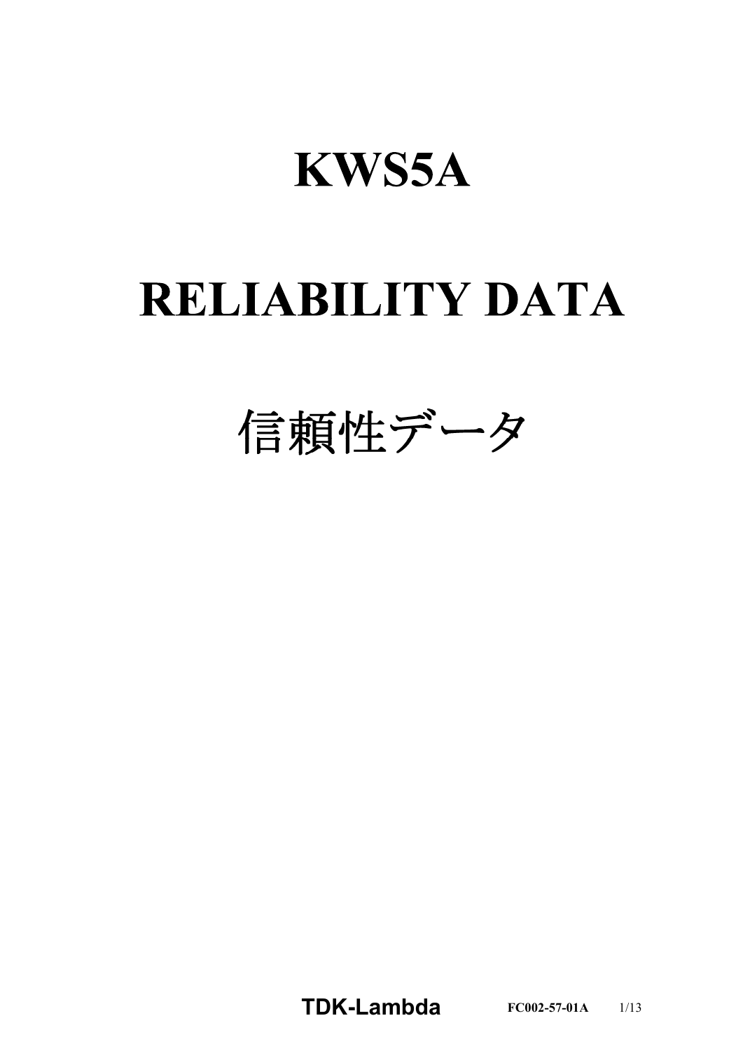# KWS5A

# RELIABILITY DATA

# 信頼性データ

**TDK-Lambda** FC002-57-01A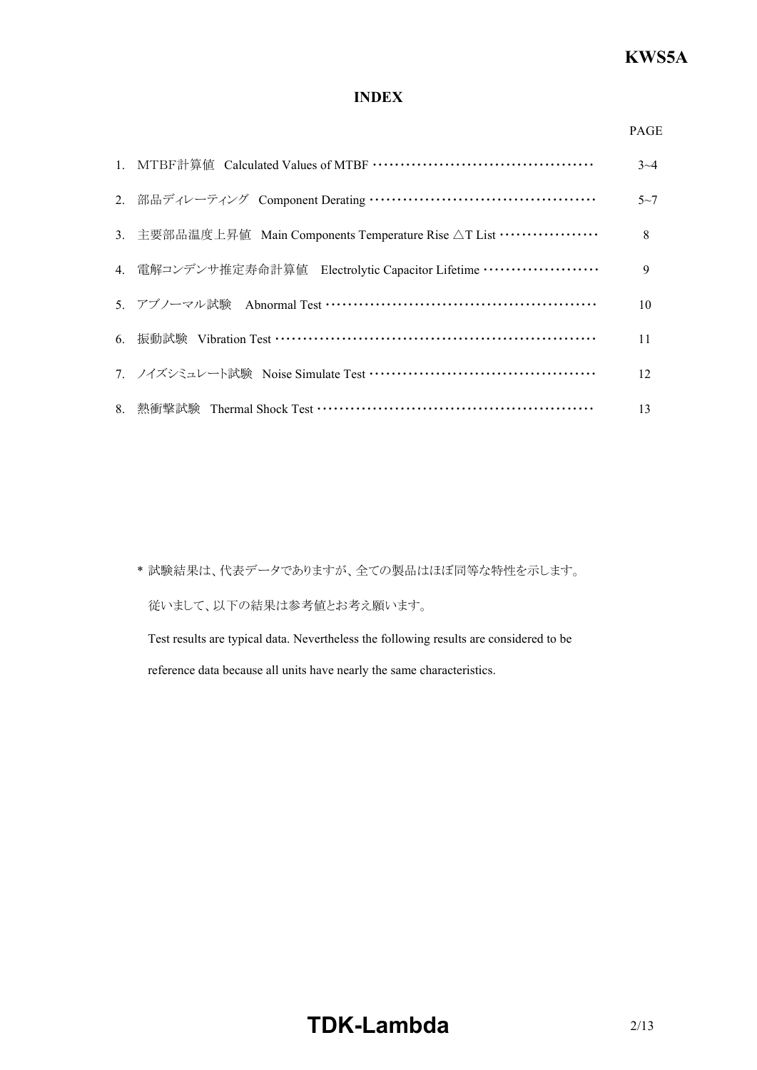## INDEX

| | | PAGE |
|---|---|---|
| 1. | MTBF計算値　Calculated Values of MTBF | 3~4 |
| 2. | 部品ディレーティング　Component Derating | 5~7 |
| 3. | 主要部品温度上昇値　Main Components Temperature Rise △T List | 8 |
| 4. | 電解コンデンサ推定寿命計算値　Electrolytic Capacitor Lifetime | 9 |
| 5. | アブノーマル試験　Abnormal Test | 10 |
| 6. | 振動試験　Vibration Test | 11 |
| 7. | ノイズシミュレート試験　Noise Simulate Test | 12 |
| 8. | 熱衝撃試験　Thermal Shock Test | 13 |

\* 試験結果は、代表データでありますが、全ての製品はほぼ同等な特性を示します。

従いまして、以下の結果は参考値とお考え願います。

Test results are typical data. Nevertheless the following results are considered to be reference data because all units have nearly the same characteristics.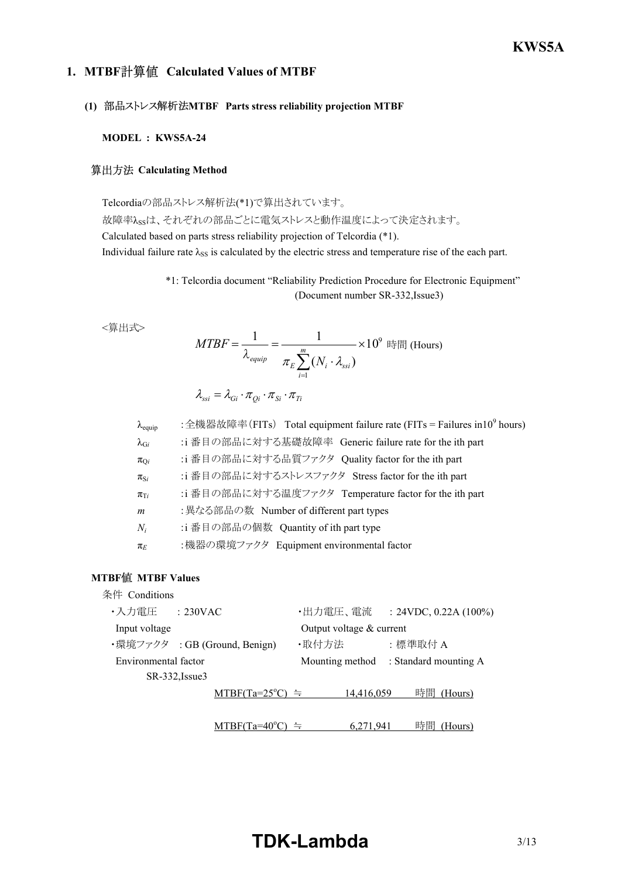## 1. MTBF計算値 Calculated Values of MTBF

### (1) 部品ストレス解析法MTBF Parts stress reliability projection MTBF

**MODEL : KWS5A-24**

#### 算出方法 Calculating Method

Telcordiaの部品ストレス解析法(*1)で算出されています。
故障率$\lambda_{SS}$は、それぞれの部品ごとに電気ストレスと動作温度によって決定されます。
Calculated based on parts stress reliability projection of Telcordia (*1).
Individual failure rate $\lambda_{SS}$ is calculated by the electric stress and temperature rise of the each part.

*1: Telcordia document "Reliability Prediction Procedure for Electronic Equipment" (Document number SR-332,Issue3)

<算出式>

$$MTBF = \frac{1}{\lambda_{equip}} = \frac{1}{\pi_E \sum_{i=1}^{m} (N_i \cdot \lambda_{ssi})} \times 10^9 \text{ 時間 (Hours)}$$

$$\lambda_{ssi} = \lambda_{Gi} \cdot \pi_{Qi} \cdot \pi_{Si} \cdot \pi_{Ti}$$

- $\lambda_{equip}$ : 全機器故障率(FITs) Total equipment failure rate (FITs = Failures in$10^9$ hours)
- $\lambda_{Gi}$ : i 番目の部品に対する基礎故障率 Generic failure rate for the ith part
- $\pi_{Qi}$ : i 番目の部品に対する品質ファクタ Quality factor for the ith part
- $\pi_{Si}$ : i 番目の部品に対するストレスファクタ Stress factor for the ith part
- $\pi_{Ti}$ : i 番目の部品に対する温度ファクタ Temperature factor for the ith part
- $m$ : 異なる部品の数 Number of different part types
- $N_i$ : i 番目の部品の個数 Quantity of ith part type
- $\pi_E$ : 機器の環境ファクタ Equipment environmental factor

#### MTBF値 MTBF Values

条件 Conditions

- ・入力電圧 Input voltage : 230VAC
- ・出力電圧、電流 Output voltage & current : 24VDC, 0.22A (100%)
- ・環境ファクタ Environmental factor : GB (Ground, Benign) SR-332,Issue3
- ・取付方法 Mounting method : 標準取付 A : Standard mounting A

MTBF(Ta=25°C) ≒ 14,416,059 時間 (Hours)

MTBF(Ta=40°C) ≒ 6,271,941 時間 (Hours)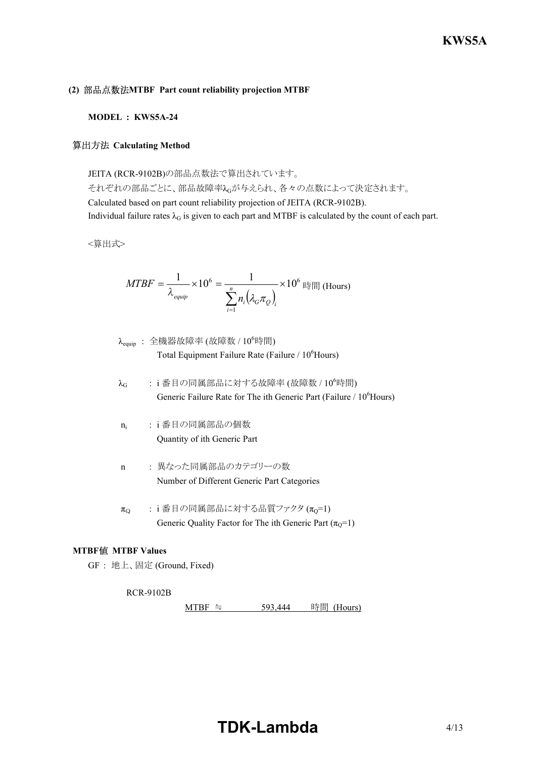### (2) 部品点数法MTBF Part count reliability projection MTBF

**MODEL : KWS5A-24**

#### 算出方法 Calculating Method

JEITA (RCR-9102B)の部品点数法で算出されています。
それぞれの部品ごとに、部品故障率$\lambda_G$が与えられ、各々の点数によって決定されます。
Calculated based on part count reliability projection of JEITA (RCR-9102B).
Individual failure rates $\lambda_G$ is given to each part and MTBF is calculated by the count of each part.

<算出式>

$$MTBF = \frac{1}{\lambda_{equip}} \times 10^6 = \frac{1}{\sum_{i=1}^{n} n_i \left(\lambda_G \pi_Q\right)_i} \times 10^6 \text{ 時間 (Hours)}$$

$\lambda_{equip}$ : 全機器故障率 (故障数 / $10^6$時間)
Total Equipment Failure Rate (Failure / $10^6$Hours)

$\lambda_G$ : i 番目の同属部品に対する故障率 (故障数 / $10^6$時間)
Generic Failure Rate for The ith Generic Part (Failure / $10^6$Hours)

$n_i$ : i 番目の同属部品の個数
Quantity of ith Generic Part

n : 異なった同属部品のカテゴリーの数
Number of Different Generic Part Categories

$\pi_Q$ : i 番目の同属部品に対する品質ファクタ ($\pi_Q$=1)
Generic Quality Factor for The ith Generic Part ($\pi_Q$=1)

#### MTBF値 MTBF Values

GF : 地上、固定 (Ground, Fixed)

RCR-9102B

MTBF ≒ 593,444 時間 (Hours)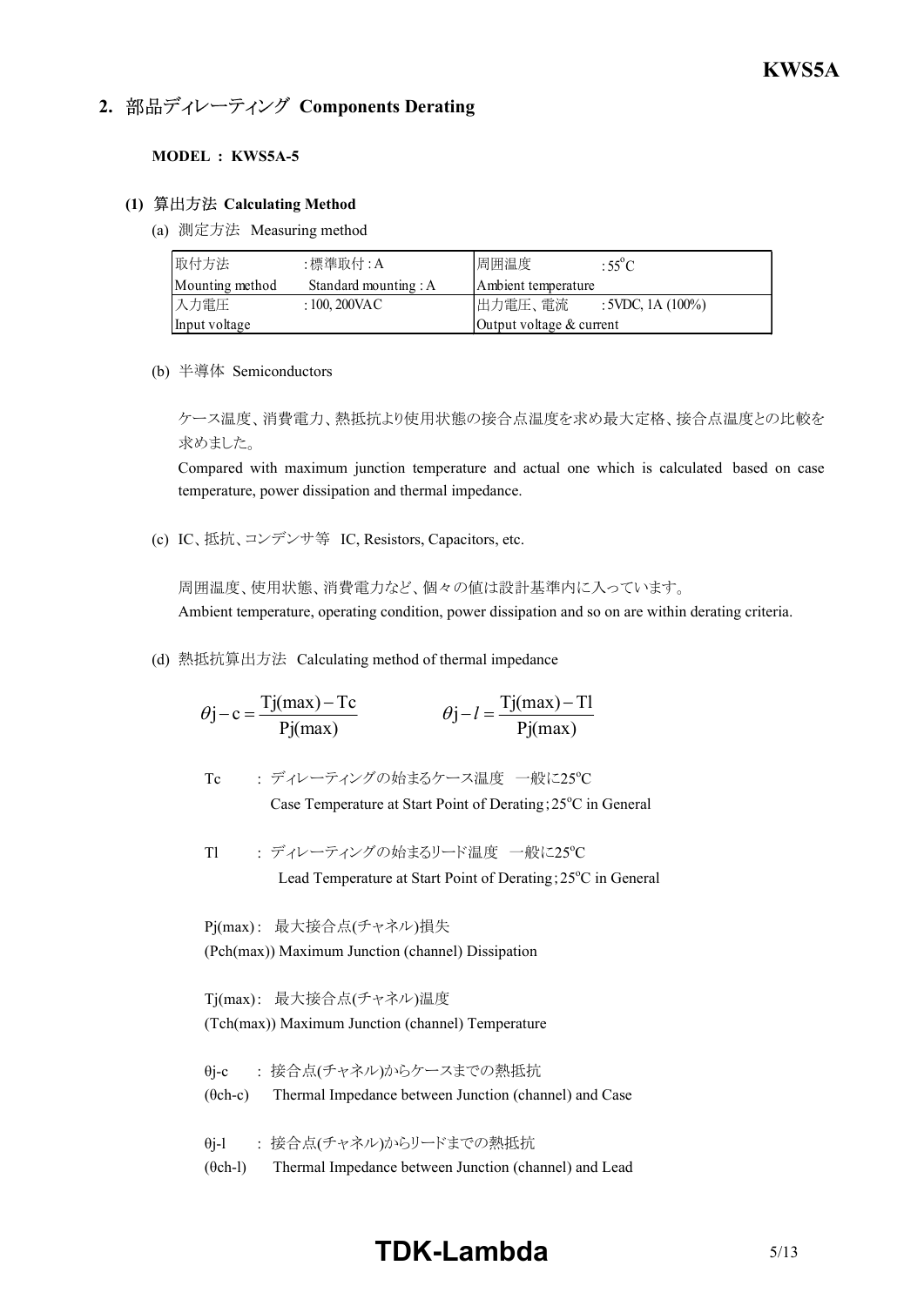## 2. 部品ディレーティング Components Derating

**MODEL : KWS5A-5**

### (1) 算出方法 Calculating Method

(a) 測定方法 Measuring method

| 取付方法 Mounting method | :標準取付 : A Standard mounting : A | 周囲温度 Ambient temperature | : 55°C |
|---|---|---|---|
| 入力電圧 Input voltage | : 100, 200VAC | 出力電圧、電流 Output voltage & current | : 5VDC, 1A (100%) |

(b) 半導体 Semiconductors

ケース温度、消費電力、熱抵抗より使用状態の接合点温度を求め最大定格、接合点温度との比較を求めました。

Compared with maximum junction temperature and actual one which is calculated based on case temperature, power dissipation and thermal impedance.

(c) IC、抵抗、コンデンサ等 IC, Resistors, Capacitors, etc.

周囲温度、使用状態、消費電力など、個々の値は設計基準内に入っています。

Ambient temperature, operating condition, power dissipation and so on are within derating criteria.

(d) 熱抵抗算出方法 Calculating method of thermal impedance

$$\theta j-c = \frac{Tj(max) - Tc}{Pj(max)} \qquad \theta j-l = \frac{Tj(max) - Tl}{Pj(max)}$$

Tc : ディレーティングの始まるケース温度 一般に25°C
Case Temperature at Start Point of Derating ; 25°C in General

Tl : ディレーティングの始まるリード温度 一般に25°C
Lead Temperature at Start Point of Derating ; 25°C in General

Pj(max) : 最大接合点(チャネル)損失
(Pch(max)) Maximum Junction (channel) Dissipation

Tj(max) : 最大接合点(チャネル)温度
(Tch(max)) Maximum Junction (channel) Temperature

θj-c : 接合点(チャネル)からケースまでの熱抵抗
(θch-c) Thermal Impedance between Junction (channel) and Case

θj-l : 接合点(チャネル)からリードまでの熱抵抗
(θch-l) Thermal Impedance between Junction (channel) and Lead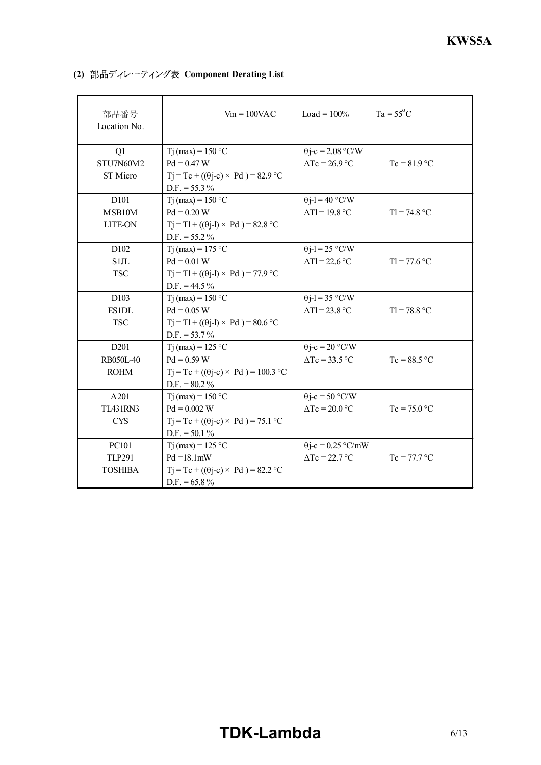**(2)** 部品ディレーティング表 **Component Derating List**

| 部品番号<br>Location No. | Vin = 100VAC | Load = 100% | Ta = 55°C |
|---|---|---|---|
| Q1<br>STU7N60M2<br>ST Micro | Tj (max) = 150 °C<br>Pd = 0.47 W<br>Tj = Tc + ((θj-c) × Pd ) = 82.9 °C<br>D.F. = 55.3 % | θj-c = 2.08 °C/W<br>ΔTc = 26.9 °C | <br>Tc = 81.9 °C |
| D101<br>MSB10M<br>LITE-ON | Tj (max) = 150 °C<br>Pd = 0.20 W<br>Tj = Tl + ((θj-l) × Pd ) = 82.8 °C<br>D.F. = 55.2 % | θj-l = 40 °C/W<br>ΔTl = 19.8 °C | <br>Tl = 74.8 °C |
| D102<br>S1JL<br>TSC | Tj (max) = 175 °C<br>Pd = 0.01 W<br>Tj = Tl + ((θj-l) × Pd ) = 77.9 °C<br>D.F. = 44.5 % | θj-l = 25 °C/W<br>ΔTl = 22.6 °C | <br>Tl = 77.6 °C |
| D103<br>ES1DL<br>TSC | Tj (max) = 150 °C<br>Pd = 0.05 W<br>Tj = Tl + ((θj-l) × Pd ) = 80.6 °C<br>D.F. = 53.7 % | θj-l = 35 °C/W<br>ΔTl = 23.8 °C | <br>Tl = 78.8 °C |
| D201<br>RB050L-40<br>ROHM | Tj (max) = 125 °C<br>Pd = 0.59 W<br>Tj = Tc + ((θj-c) × Pd ) = 100.3 °C<br>D.F. = 80.2 % | θj-c = 20 °C/W<br>ΔTc = 33.5 °C | <br>Tc = 88.5 °C |
| A201<br>TL431RN3<br>CYS | Tj (max) = 150 °C<br>Pd = 0.002 W<br>Tj = Tc + ((θj-c) × Pd ) = 75.1 °C<br>D.F. = 50.1 % | θj-c = 50 °C/W<br>ΔTc = 20.0 °C | <br>Tc = 75.0 °C |
| PC101<br>TLP291<br>TOSHIBA | Tj (max) = 125 °C<br>Pd =18.1mW<br>Tj = Tc + ((θj-c) × Pd ) = 82.2 °C<br>D.F. = 65.8 % | θj-c = 0.25 °C/mW<br>ΔTc = 22.7 °C | <br>Tc = 77.7 °C |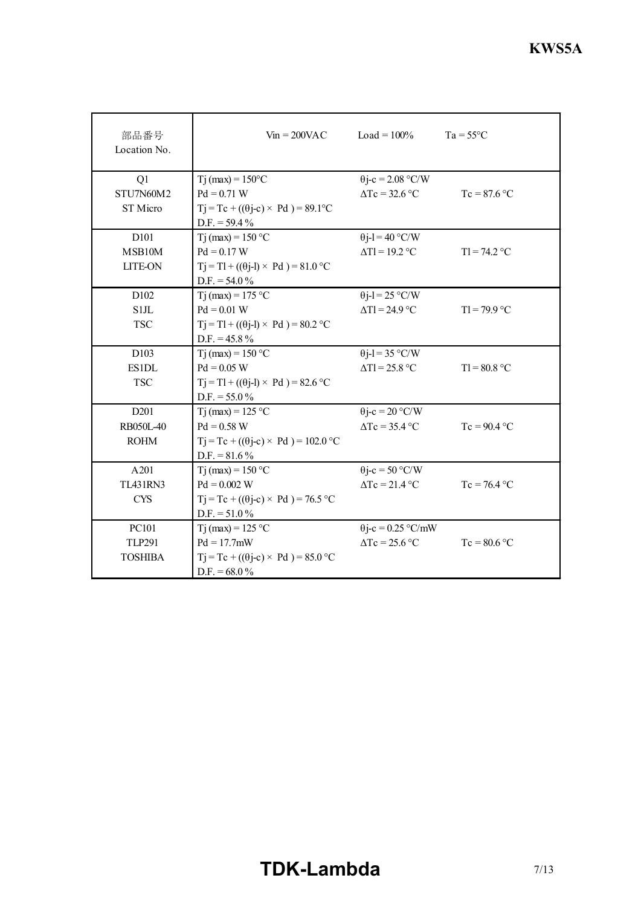| 部品番号<br>Location No. | Vin = 200VAC | Load = 100% | Ta = 55°C |
|---|---|---|---|
| Q1<br>STU7N60M2<br>ST Micro | Tj (max) = 150°C<br>Pd = 0.71 W<br>Tj = Tc + ((θj-c) × Pd ) = 89.1°C<br>D.F. = 59.4 % | θj-c = 2.08 °C/W<br>ΔTc = 32.6 °C | <br>Tc = 87.6 °C |
| D101<br>MSB10M<br>LITE-ON | Tj (max) = 150 °C<br>Pd = 0.17 W<br>Tj = Tl + ((θj-l) × Pd ) = 81.0 °C<br>D.F. = 54.0 % | θj-l = 40 °C/W<br>ΔTl = 19.2 °C | <br>Tl = 74.2 °C |
| D102<br>S1JL<br>TSC | Tj (max) = 175 °C<br>Pd = 0.01 W<br>Tj = Tl + ((θj-l) × Pd ) = 80.2 °C<br>D.F. = 45.8 % | θj-l = 25 °C/W<br>ΔTl = 24.9 °C | <br>Tl = 79.9 °C |
| D103<br>ES1DL<br>TSC | Tj (max) = 150 °C<br>Pd = 0.05 W<br>Tj = Tl + ((θj-l) × Pd ) = 82.6 °C<br>D.F. = 55.0 % | θj-l = 35 °C/W<br>ΔTl = 25.8 °C | <br>Tl = 80.8 °C |
| D201<br>RB050L-40<br>ROHM | Tj (max) = 125 °C<br>Pd = 0.58 W<br>Tj = Tc + ((θj-c) × Pd ) = 102.0 °C<br>D.F. = 81.6 % | θj-c = 20 °C/W<br>ΔTc = 35.4 °C | <br>Tc = 90.4 °C |
| A201<br>TL431RN3<br>CYS | Tj (max) = 150 °C<br>Pd = 0.002 W<br>Tj = Tc + ((θj-c) × Pd ) = 76.5 °C<br>D.F. = 51.0 % | θj-c = 50 °C/W<br>ΔTc = 21.4 °C | <br>Tc = 76.4 °C |
| PC101<br>TLP291<br>TOSHIBA | Tj (max) = 125 °C<br>Pd = 17.7mW<br>Tj = Tc + ((θj-c) × Pd ) = 85.0 °C<br>D.F. = 68.0 % | θj-c = 0.25 °C/mW<br>ΔTc = 25.6 °C | <br>Tc = 80.6 °C |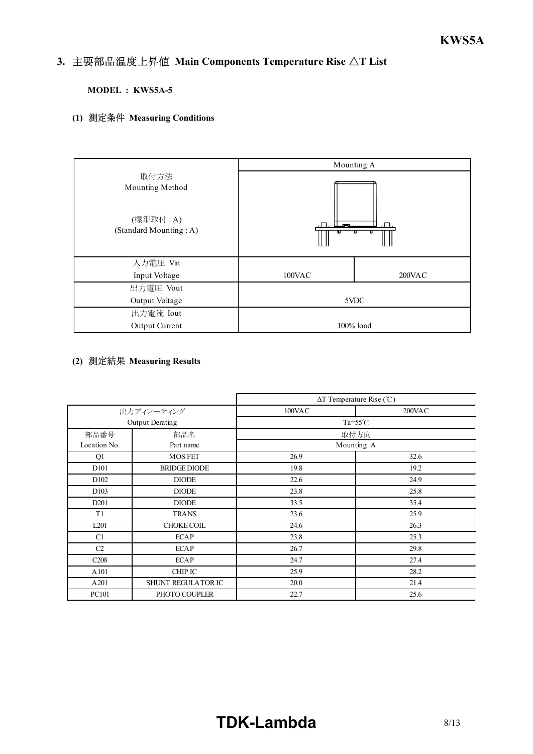## 3. 主要部品温度上昇値 Main Components Temperature Rise △T List

**MODEL : KWS5A-5**

### (1) 測定条件 Measuring Conditions

| 取付方法 Mounting Method (標準取付 : A) (Standard Mounting : A) | Mounting A | |
|---|---|---|
| 入力電圧 Vin Input Voltage | 100VAC | 200VAC |
| 出力電圧 Vout Output Voltage | 5VDC | |
| 出力電流 Iout Output Current | 100% load | |

### (2) 測定結果 Measuring Results

| | | ΔT Temperature Rise (℃) | |
|---|---|---|---|
| 出力ディレーティング Output Derating | | 100VAC | 200VAC |
| | | Ta=55℃ | |
| 部品番号 Location No. | 部品名 Part name | 取付方向 Mounting A | |
| Q1 | MOS FET | 26.9 | 32.6 |
| D101 | BRIDGE DIODE | 19.8 | 19.2 |
| D102 | DIODE | 22.6 | 24.9 |
| D103 | DIODE | 23.8 | 25.8 |
| D201 | DIODE | 33.5 | 35.4 |
| T1 | TRANS | 23.6 | 25.9 |
| L201 | CHOKE COIL | 24.6 | 26.3 |
| C1 | ECAP | 23.8 | 25.3 |
| C2 | ECAP | 26.7 | 29.8 |
| C208 | ECAP | 24.7 | 27.4 |
| A101 | CHIP IC | 25.9 | 28.2 |
| A201 | SHUNT REGULATOR IC | 20.0 | 21.4 |
| PC101 | PHOTO COUPLER | 22.7 | 25.6 |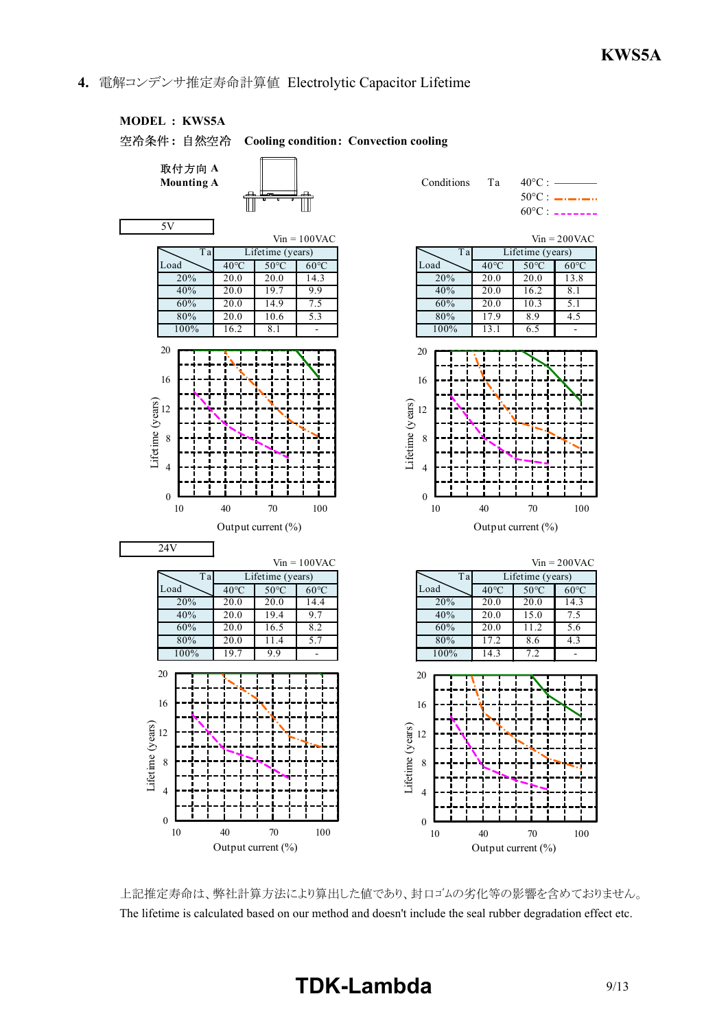## 4. 電解コンデンサ推定寿命計算値 Electrolytic Capacitor Lifetime

**MODEL : KWS5A**

空冷条件 : 自然空冷 **Cooling condition : Convection cooling**

**取付方向 A**
**Mounting A**

Conditions Ta 40°C : ———— 50°C : -·-·-· 60°C : - - - - -

### 5V

Vin = 100VAC

| Load \ Ta | Lifetime (years) | | |
|---|---|---|---|
| | 40°C | 50°C | 60°C |
| 20% | 20.0 | 20.0 | 14.3 |
| 40% | 20.0 | 19.7 | 9.9 |
| 60% | 20.0 | 14.9 | 7.5 |
| 80% | 20.0 | 10.6 | 5.3 |
| 100% | 16.2 | 8.1 | - |

Vin = 200VAC

| Load \ Ta | Lifetime (years) | | |
|---|---|---|---|
| | 40°C | 50°C | 60°C |
| 20% | 20.0 | 20.0 | 13.8 |
| 40% | 20.0 | 16.2 | 8.1 |
| 60% | 20.0 | 10.3 | 5.1 |
| 80% | 17.9 | 8.9 | 4.5 |
| 100% | 13.1 | 6.5 | - |

Lifetime (years) vs. Output current (%)

### 24V

Vin = 100VAC

| Load \ Ta | Lifetime (years) | | |
|---|---|---|---|
| | 40°C | 50°C | 60°C |
| 20% | 20.0 | 20.0 | 14.4 |
| 40% | 20.0 | 19.4 | 9.7 |
| 60% | 20.0 | 16.5 | 8.2 |
| 80% | 20.0 | 11.4 | 5.7 |
| 100% | 19.7 | 9.9 | - |

Vin = 200VAC

| Load \ Ta | Lifetime (years) | | |
|---|---|---|---|
| | 40°C | 50°C | 60°C |
| 20% | 20.0 | 20.0 | 14.3 |
| 40% | 20.0 | 15.0 | 7.5 |
| 60% | 20.0 | 11.2 | 5.6 |
| 80% | 17.2 | 8.6 | 4.3 |
| 100% | 14.3 | 7.2 | - |

Lifetime (years) vs. Output current (%)

上記推定寿命は、弊社計算方法により算出した値であり、封口ゴムの劣化等の影響を含めておりません。
The lifetime is calculated based on our method and doesn't include the seal rubber degradation effect etc.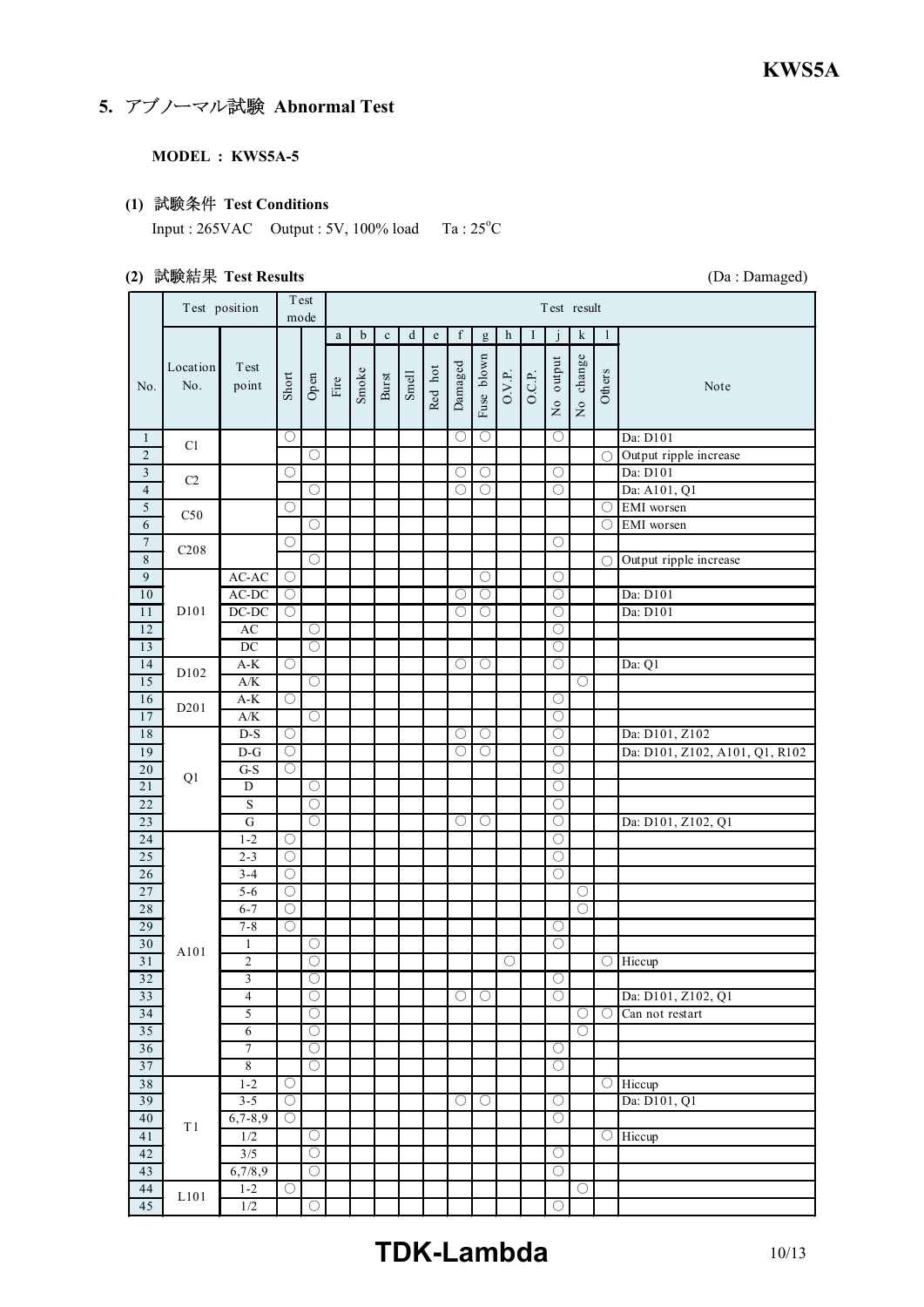## 5. アブノーマル試験 Abnormal Test

**MODEL : KWS5A-5**

### (1) 試験条件 Test Conditions

Input : 265VAC　Output : 5V, 100% load　Ta : 25°C

### (2) 試験結果 Test Results

(Da : Damaged)

| No. | Test position | | Test mode | | Test result | | | | | | | | | | | | |
|---|---|---|---|---|---|---|---|---|---|---|---|---|---|---|---|---|---|
| | | | | | a | b | c | d | e | f | g | h | I | j | k | l | |
| | Location No. | Test point | Short | Open | Fire | Smoke | Burst | Smell | Red hot | Damaged | Fuse blown | O.V.P. | O.C.P. | No output | No change | Others | Note |
| 1 | C1 | | ○ | | | | | | | ○ | ○ | | | ○ | | | Da: D101 |
| 2 | | | | ○ | | | | | | | | | | | | ○ | Output ripple increase |
| 3 | C2 | | ○ | | | | | | | ○ | ○ | | | ○ | | | Da: D101 |
| 4 | | | | ○ | | | | | | ○ | ○ | | | ○ | | | Da: A101, Q1 |
| 5 | C50 | | ○ | | | | | | | | | | | | | ○ | EMI worsen |
| 6 | | | | ○ | | | | | | | | | | | | ○ | EMI worsen |
| 7 | C208 | | ○ | | | | | | | | | | | ○ | | | |
| 8 | | | | ○ | | | | | | | | | | | | ○ | Output ripple increase |
| 9 | D101 | AC-AC | ○ | | | | | | | | ○ | | | ○ | | | |
| 10 | | AC-DC | ○ | | | | | | | ○ | ○ | | | ○ | | | Da: D101 |
| 11 | | DC-DC | ○ | | | | | | | ○ | ○ | | | ○ | | | Da: D101 |
| 12 | | AC | | ○ | | | | | | | | | | ○ | | | |
| 13 | | DC | | ○ | | | | | | | | | | ○ | | | |
| 14 | D102 | A-K | ○ | | | | | | | ○ | ○ | | | ○ | | | Da: Q1 |
| 15 | | A/K | | ○ | | | | | | | | | | | ○ | | |
| 16 | D201 | A-K | ○ | | | | | | | | | | | ○ | | | |
| 17 | | A/K | | ○ | | | | | | | | | | ○ | | | |
| 18 | Q1 | D-S | ○ | | | | | | | ○ | ○ | | | ○ | | | Da: D101, Z102 |
| 19 | | D-G | ○ | | | | | | | ○ | ○ | | | ○ | | | Da: D101, Z102, A101, Q1, R102 |
| 20 | | G-S | ○ | | | | | | | | | | | ○ | | | |
| 21 | | D | | ○ | | | | | | | | | | ○ | | | |
| 22 | | S | | ○ | | | | | | | | | | ○ | | | |
| 23 | | G | | ○ | | | | | | ○ | ○ | | | ○ | | | Da: D101, Z102, Q1 |
| 24 | A101 | 1-2 | ○ | | | | | | | | | | | ○ | | | |
| 25 | | 2-3 | ○ | | | | | | | | | | | ○ | | | |
| 26 | | 3-4 | ○ | | | | | | | | | | | ○ | | | |
| 27 | | 5-6 | ○ | | | | | | | | | | | | ○ | | |
| 28 | | 6-7 | ○ | | | | | | | | | | | | ○ | | |
| 29 | | 7-8 | ○ | | | | | | | | | | | ○ | | | |
| 30 | | 1 | | ○ | | | | | | | | | | ○ | | | |
| 31 | | 2 | | ○ | | | | | | | | ○ | | | | ○ | Hiccup |
| 32 | | 3 | | ○ | | | | | | | | | | ○ | | | |
| 33 | | 4 | | ○ | | | | | | ○ | ○ | | | ○ | | | Da: D101, Z102, Q1 |
| 34 | | 5 | | ○ | | | | | | | | | | | ○ | ○ | Can not restart |
| 35 | | 6 | | ○ | | | | | | | | | | | ○ | | |
| 36 | | 7 | | ○ | | | | | | | | | | ○ | | | |
| 37 | | 8 | | ○ | | | | | | | | | | ○ | | | |
| 38 | T1 | 1-2 | ○ | | | | | | | | | | | | | ○ | Hiccup |
| 39 | | 3-5 | ○ | | | | | | | ○ | ○ | | | ○ | | | Da: D101, Q1 |
| 40 | | 6,7-8,9 | ○ | | | | | | | | | | | ○ | | | |
| 41 | | 1/2 | | ○ | | | | | | | | | | | | ○ | Hiccup |
| 42 | | 3/5 | | ○ | | | | | | | | | | ○ | | | |
| 43 | | 6,7/8,9 | | ○ | | | | | | | | | | ○ | | | |
| 44 | L101 | 1-2 | ○ | | | | | | | | | | | | ○ | | |
| 45 | | 1/2 | | ○ | | | | | | | | | | ○ | | | |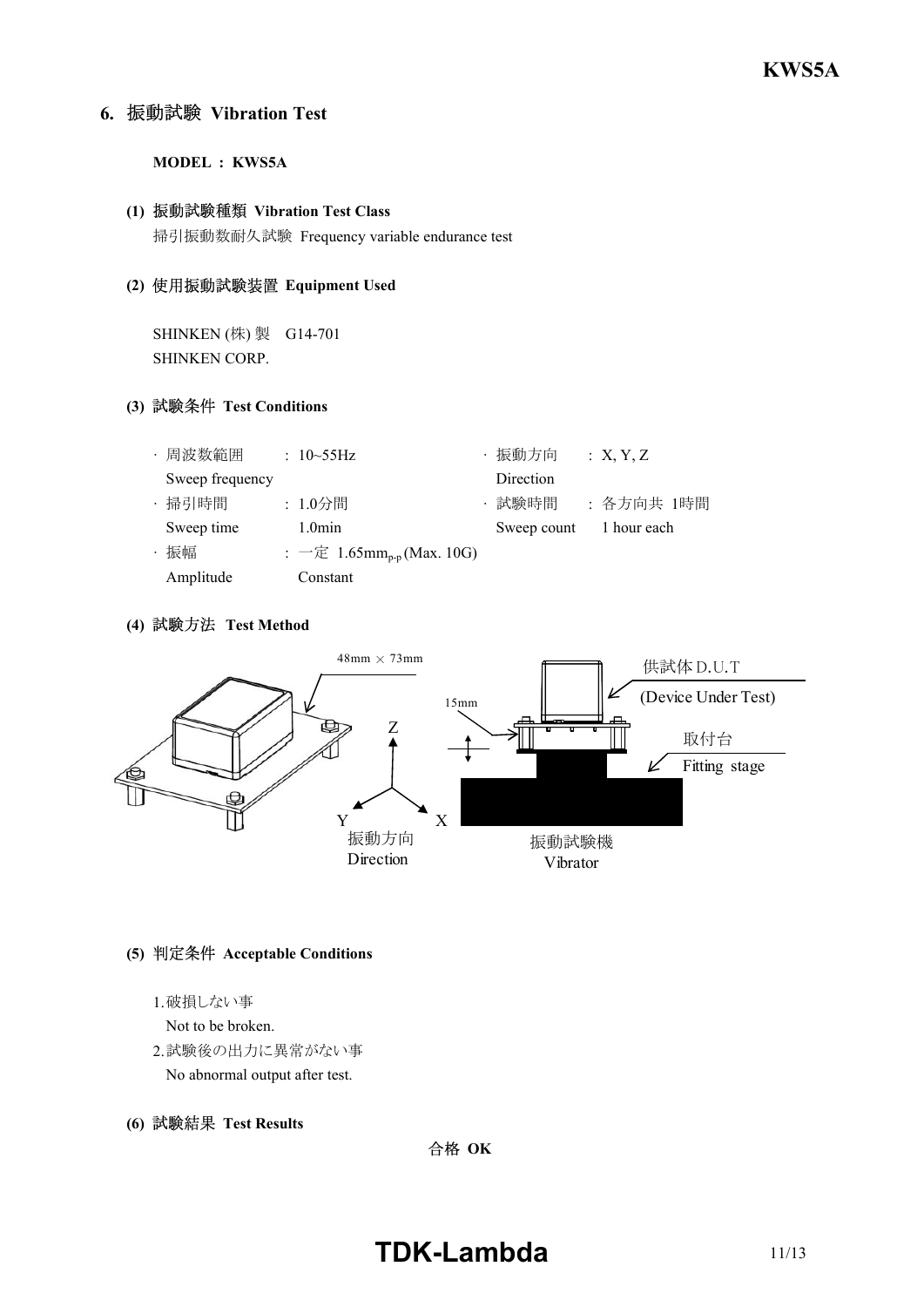## 6. 振動試験 Vibration Test

**MODEL : KWS5A**

### (1) 振動試験種類 Vibration Test Class

掃引振動数耐久試験 Frequency variable endurance test

### (2) 使用振動試験装置 Equipment Used

SHINKEN (株) 製 G14-701
SHINKEN CORP.

### (3) 試験条件 Test Conditions

| | | | |
|---|---|---|---|
| · 周波数範囲 Sweep frequency | : 10~55Hz | · 振動方向 Direction | : X, Y, Z |
| · 掃引時間 Sweep time | : 1.0分間 1.0min | · 試験時間 Sweep count | : 各方向共 1時間 1 hour each |
| · 振幅 Amplitude | : 一定 Constant 1.65mm$_{p-p}$ (Max. 10G) | | |

### (4) 試験方法 Test Method

48mm × 73mm

15mm

供試体 D.U.T (Device Under Test)

取付台 Fitting stage

振動方向 Direction

振動試験機 Vibrator

### (5) 判定条件 Acceptable Conditions

1. 破損しない事
   Not to be broken.
2. 試験後の出力に異常がない事
   No abnormal output after test.

### (6) 試験結果 Test Results

合格 **OK**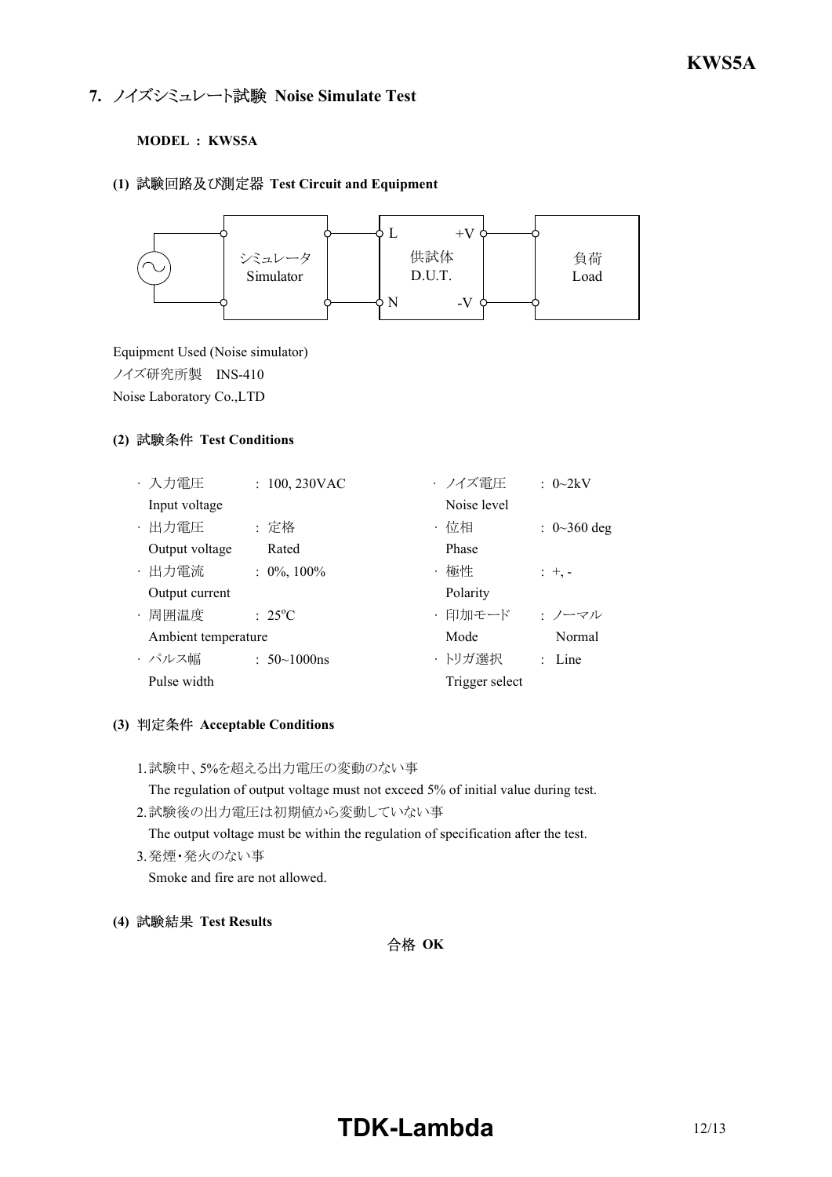## 7. ノイズシミュレート試験 Noise Simulate Test

**MODEL : KWS5A**

### (1) 試験回路及び測定器 Test Circuit and Equipment

シミュレータ Simulator — L / N — 供試体 D.U.T. — +V / -V — 負荷 Load

Equipment Used (Noise simulator)
ノイズ研究所製　INS-410
Noise Laboratory Co.,LTD

### (2) 試験条件 Test Conditions

- 入力電圧 Input voltage : 100, 230VAC
- 出力電圧 Output voltage : 定格 Rated
- 出力電流 Output current : 0%, 100%
- 周囲温度 Ambient temperature : 25°C
- パルス幅 Pulse width : 50~1000ns
- ノイズ電圧 Noise level : 0~2kV
- 位相 Phase : 0~360 deg
- 極性 Polarity : +, -
- 印加モード Mode : ノーマル Normal
- トリガ選択 Trigger select : Line

### (3) 判定条件 Acceptable Conditions

1. 試験中、5%を超える出力電圧の変動のない事
   The regulation of output voltage must not exceed 5% of initial value during test.
2. 試験後の出力電圧は初期値から変動していない事
   The output voltage must be within the regulation of specification after the test.
3. 発煙・発火のない事
   Smoke and fire are not allowed.

### (4) 試験結果 Test Results

合格 **OK**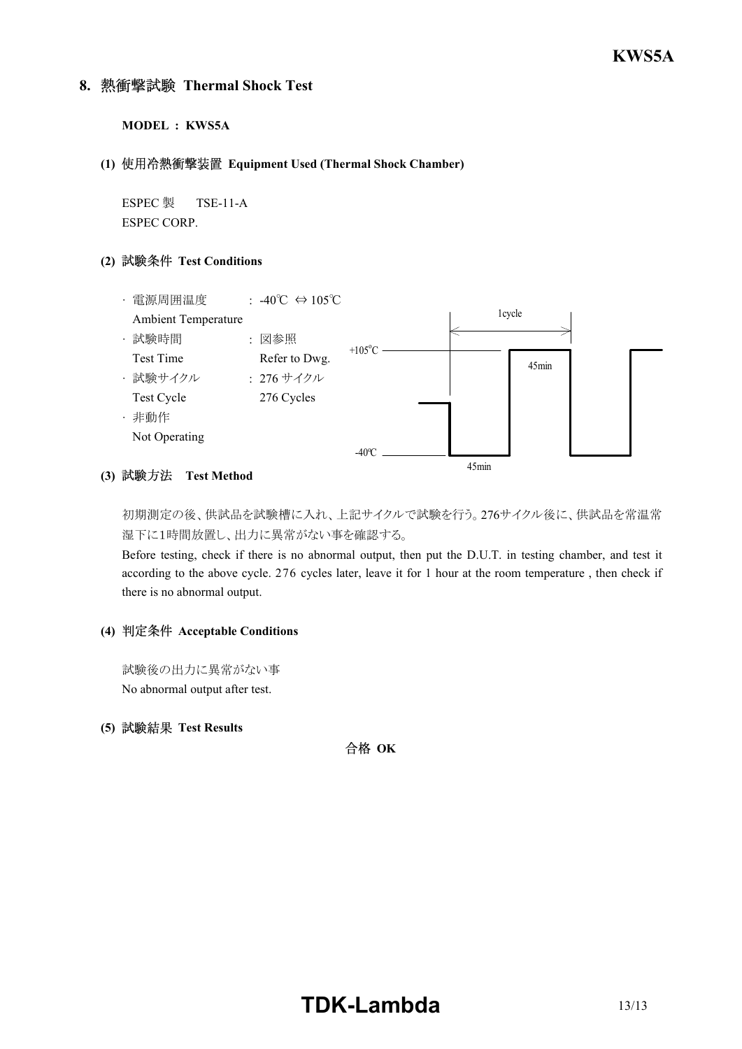## 8. 熱衝撃試験 Thermal Shock Test

**MODEL : KWS5A**

**(1) 使用冷熱衝撃装置 Equipment Used (Thermal Shock Chamber)**

ESPEC 製　TSE-11-A
ESPEC CORP.

**(2) 試験条件 Test Conditions**

- 電源周囲温度 Ambient Temperature : -40℃ ⇔ 105℃
- 試験時間 Test Time : 図参照 Refer to Dwg.
- 試験サイクル Test Cycle : 276 サイクル 276 Cycles
- 非動作 Not Operating

1cycle
+105°C
45min
-40℃
45min

**(3) 試験方法 Test Method**

初期測定の後、供試品を試験槽に入れ、上記サイクルで試験を行う。276サイクル後に、供試品を常温常湿下に1時間放置し、出力に異常がない事を確認する。

Before testing, check if there is no abnormal output, then put the D.U.T. in testing chamber, and test it according to the above cycle. 276 cycles later, leave it for 1 hour at the room temperature , then check if there is no abnormal output.

**(4) 判定条件 Acceptable Conditions**

試験後の出力に異常がない事
No abnormal output after test.

**(5) 試験結果 Test Results**

**合格 OK**